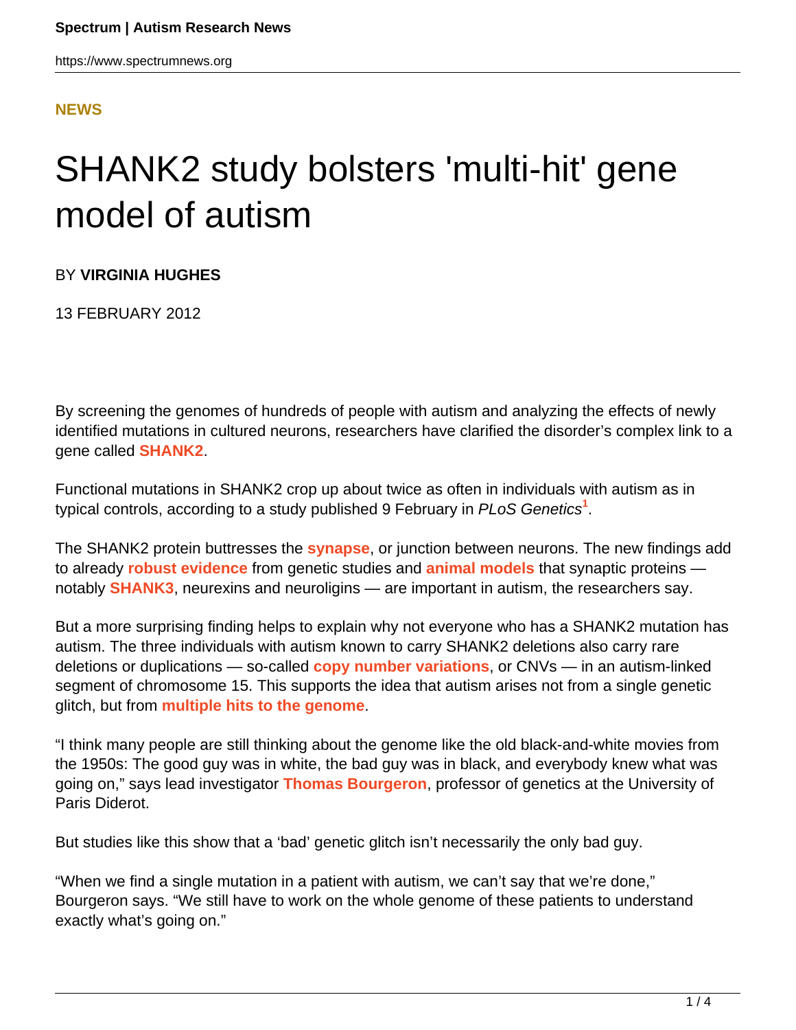**NEWS**

# SHANK2 study bolsters 'multi-hit' gene model of autism

BY **VIRGINIA HUGHES**

13 FEBRUARY 2012

By screening the genomes of hundreds of people with autism and analyzing the effects of newly identified mutations in cultured neurons, researchers have clarified the disorder's complex link to a gene called **SHANK2**.

Functional mutations in SHANK2 crop up about twice as often in individuals with autism as in typical controls, according to a study published 9 February in *PLoS Genetics*[1].

The SHANK2 protein buttresses the **synapse**, or junction between neurons. The new findings add to already **robust evidence** from genetic studies and **animal models** that synaptic proteins — notably **SHANK3**, neurexins and neuroligins — are important in autism, the researchers say.

But a more surprising finding helps to explain why not everyone who has a SHANK2 mutation has autism. The three individuals with autism known to carry SHANK2 deletions also carry rare deletions or duplications — so-called **copy number variations**, or CNVs — in an autism-linked segment of chromosome 15. This supports the idea that autism arises not from a single genetic glitch, but from **multiple hits to the genome**.

"I think many people are still thinking about the genome like the old black-and-white movies from the 1950s: The good guy was in white, the bad guy was in black, and everybody knew what was going on," says lead investigator **Thomas Bourgeron**, professor of genetics at the University of Paris Diderot.

But studies like this show that a 'bad' genetic glitch isn't necessarily the only bad guy.

"When we find a single mutation in a patient with autism, we can't say that we're done," Bourgeron says. "We still have to work on the whole genome of these patients to understand exactly what's going on."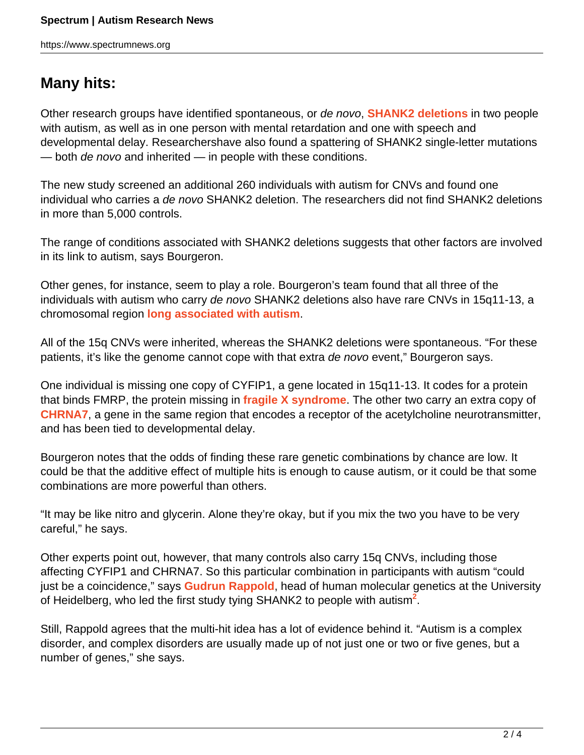## Many hits:

Other research groups have identified spontaneous, or *de novo*, **SHANK2 deletions** in two people with autism, as well as in one person with mental retardation and one with speech and developmental delay. Researchershave also found a spattering of SHANK2 single-letter mutations — both *de novo* and inherited — in people with these conditions.

The new study screened an additional 260 individuals with autism for CNVs and found one individual who carries a *de novo* SHANK2 deletion. The researchers did not find SHANK2 deletions in more than 5,000 controls.

The range of conditions associated with SHANK2 deletions suggests that other factors are involved in its link to autism, says Bourgeron.

Other genes, for instance, seem to play a role. Bourgeron's team found that all three of the individuals with autism who carry *de novo* SHANK2 deletions also have rare CNVs in 15q11-13, a chromosomal region **long associated with autism**.

All of the 15q CNVs were inherited, whereas the SHANK2 deletions were spontaneous. "For these patients, it's like the genome cannot cope with that extra *de novo* event," Bourgeron says.

One individual is missing one copy of CYFIP1, a gene located in 15q11-13. It codes for a protein that binds FMRP, the protein missing in **fragile X syndrome**. The other two carry an extra copy of **CHRNA7**, a gene in the same region that encodes a receptor of the acetylcholine neurotransmitter, and has been tied to developmental delay.

Bourgeron notes that the odds of finding these rare genetic combinations by chance are low. It could be that the additive effect of multiple hits is enough to cause autism, or it could be that some combinations are more powerful than others.

"It may be like nitro and glycerin. Alone they're okay, but if you mix the two you have to be very careful," he says.

Other experts point out, however, that many controls also carry 15q CNVs, including those affecting CYFIP1 and CHRNA7. So this particular combination in participants with autism "could just be a coincidence," says **Gudrun Rappold**, head of human molecular genetics at the University of Heidelberg, who led the first study tying SHANK2 to people with autism[2].

Still, Rappold agrees that the multi-hit idea has a lot of evidence behind it. "Autism is a complex disorder, and complex disorders are usually made up of not just one or two or five genes, but a number of genes," she says.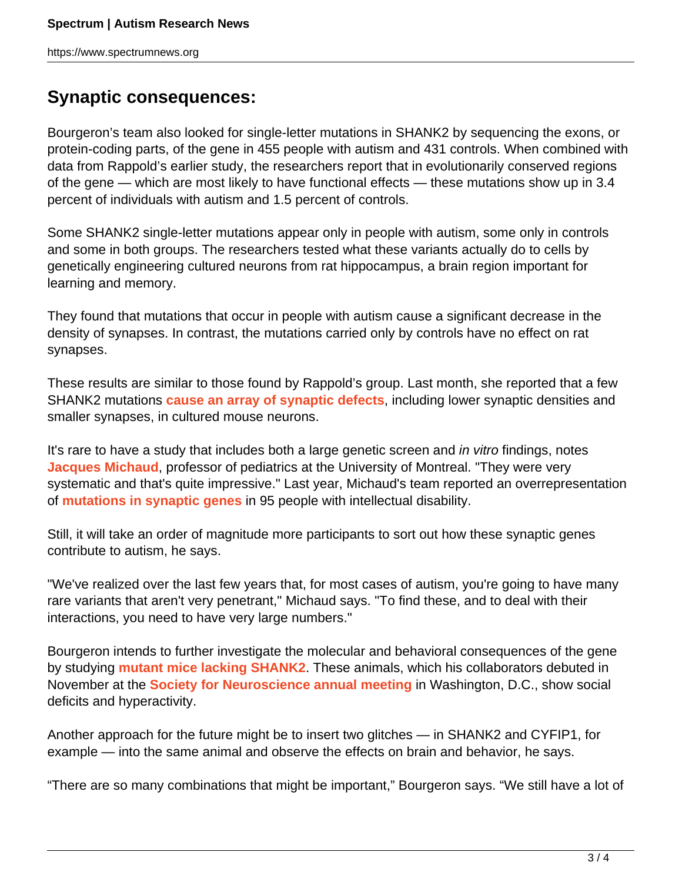## Synaptic consequences:

Bourgeron's team also looked for single-letter mutations in SHANK2 by sequencing the exons, or protein-coding parts, of the gene in 455 people with autism and 431 controls. When combined with data from Rappold's earlier study, the researchers report that in evolutionarily conserved regions of the gene — which are most likely to have functional effects — these mutations show up in 3.4 percent of individuals with autism and 1.5 percent of controls.

Some SHANK2 single-letter mutations appear only in people with autism, some only in controls and some in both groups. The researchers tested what these variants actually do to cells by genetically engineering cultured neurons from rat hippocampus, a brain region important for learning and memory.

They found that mutations that occur in people with autism cause a significant decrease in the density of synapses. In contrast, the mutations carried only by controls have no effect on rat synapses.

These results are similar to those found by Rappold's group. Last month, she reported that a few SHANK2 mutations **cause an array of synaptic defects**, including lower synaptic densities and smaller synapses, in cultured mouse neurons.

It's rare to have a study that includes both a large genetic screen and *in vitro* findings, notes **Jacques Michaud**, professor of pediatrics at the University of Montreal. "They were very systematic and that's quite impressive." Last year, Michaud's team reported an overrepresentation of **mutations in synaptic genes** in 95 people with intellectual disability.

Still, it will take an order of magnitude more participants to sort out how these synaptic genes contribute to autism, he says.

"We've realized over the last few years that, for most cases of autism, you're going to have many rare variants that aren't very penetrant," Michaud says. "To find these, and to deal with their interactions, you need to have very large numbers."

Bourgeron intends to further investigate the molecular and behavioral consequences of the gene by studying **mutant mice lacking SHANK2**. These animals, which his collaborators debuted in November at the **Society for Neuroscience annual meeting** in Washington, D.C., show social deficits and hyperactivity.

Another approach for the future might be to insert two glitches — in SHANK2 and CYFIP1, for example — into the same animal and observe the effects on brain and behavior, he says.

"There are so many combinations that might be important," Bourgeron says. "We still have a lot of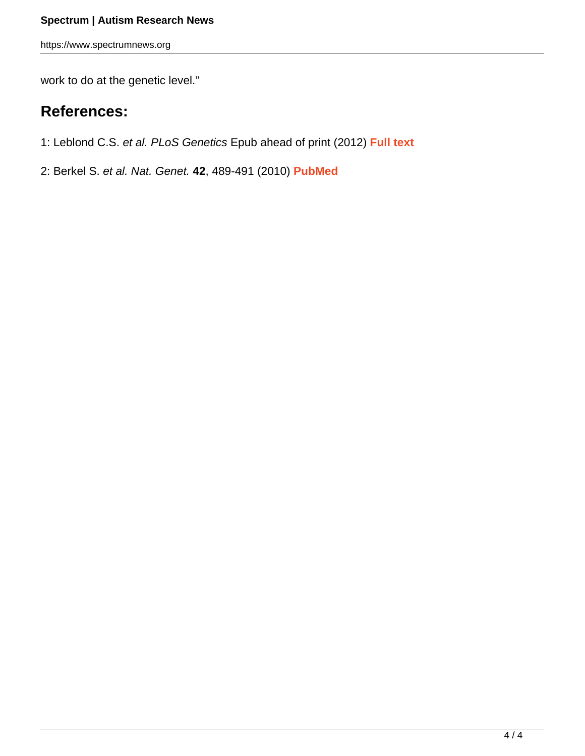work to do at the genetic level."

## References:

1: Leblond C.S. *et al. PLoS Genetics* Epub ahead of print (2012) **Full text**

2: Berkel S. *et al. Nat. Genet.* **42**, 489-491 (2010) **PubMed**